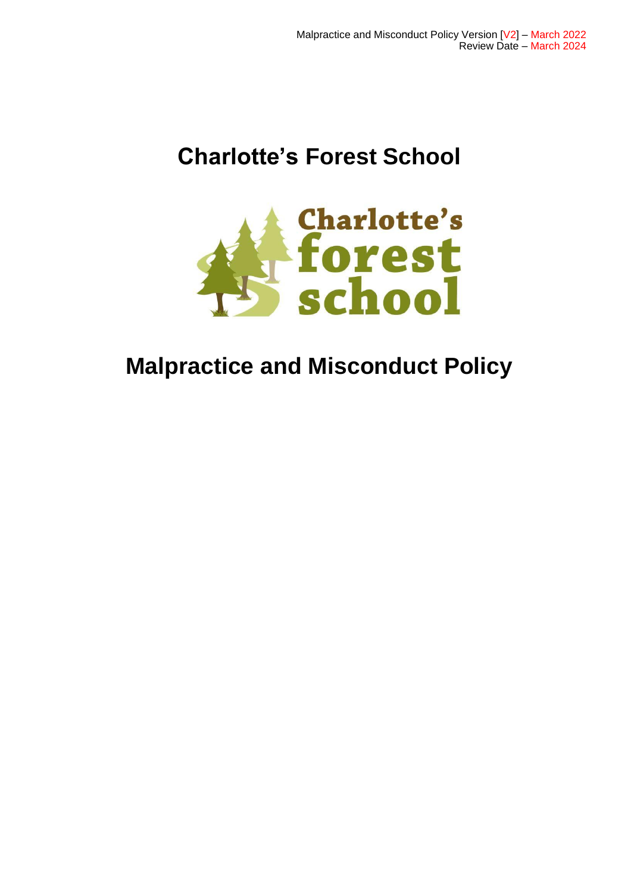Malpractice and Misconduct Policy Version [V2] – March 2022
Review Date – March 2024

# Charlotte's Forest School

# Malpractice and Misconduct Policy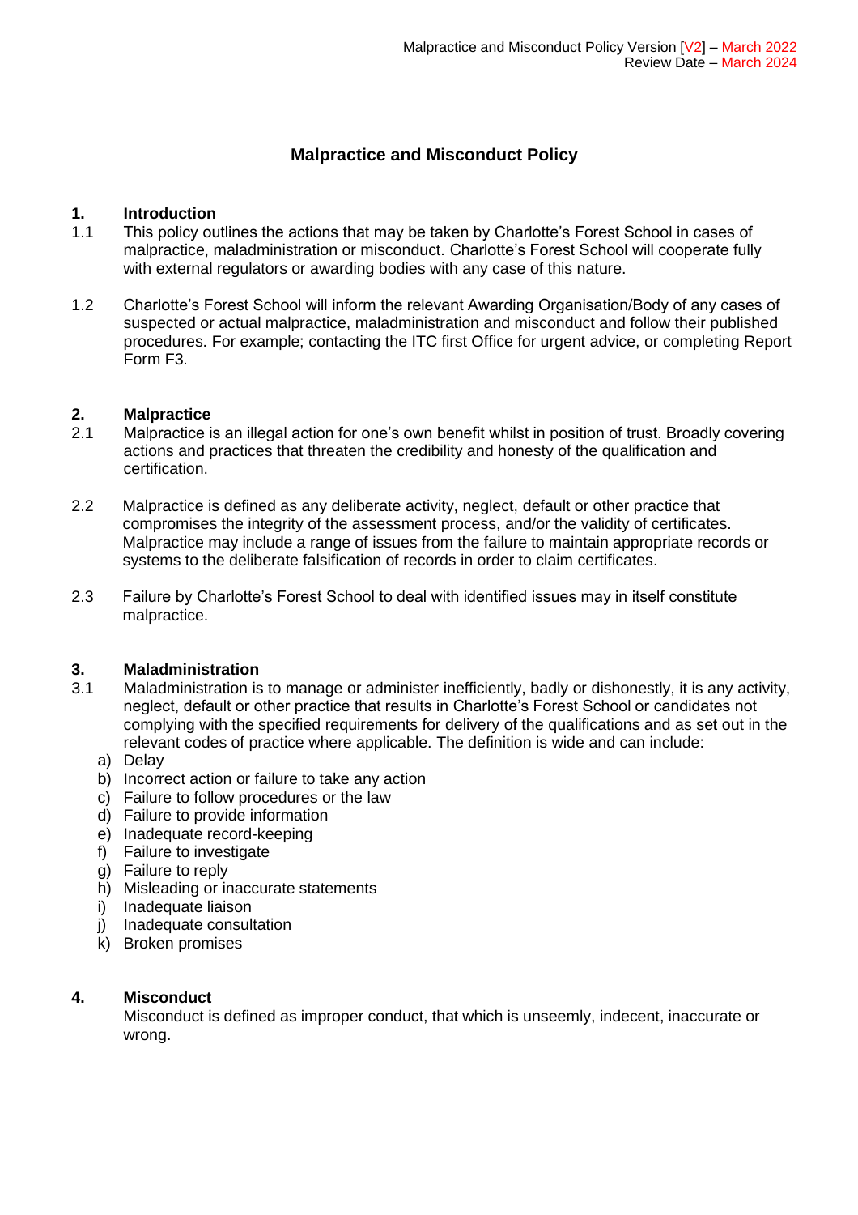# Malpractice and Misconduct Policy

## 1. Introduction

1.1 This policy outlines the actions that may be taken by Charlotte's Forest School in cases of malpractice, maladministration or misconduct. Charlotte's Forest School will cooperate fully with external regulators or awarding bodies with any case of this nature.

1.2 Charlotte's Forest School will inform the relevant Awarding Organisation/Body of any cases of suspected or actual malpractice, maladministration and misconduct and follow their published procedures. For example; contacting the ITC first Office for urgent advice, or completing Report Form F3.

## 2. Malpractice

2.1 Malpractice is an illegal action for one's own benefit whilst in position of trust. Broadly covering actions and practices that threaten the credibility and honesty of the qualification and certification.

2.2 Malpractice is defined as any deliberate activity, neglect, default or other practice that compromises the integrity of the assessment process, and/or the validity of certificates. Malpractice may include a range of issues from the failure to maintain appropriate records or systems to the deliberate falsification of records in order to claim certificates.

2.3 Failure by Charlotte's Forest School to deal with identified issues may in itself constitute malpractice.

## 3. Maladministration

3.1 Maladministration is to manage or administer inefficiently, badly or dishonestly, it is any activity, neglect, default or other practice that results in Charlotte's Forest School or candidates not complying with the specified requirements for delivery of the qualifications and as set out in the relevant codes of practice where applicable. The definition is wide and can include:

a) Delay
b) Incorrect action or failure to take any action
c) Failure to follow procedures or the law
d) Failure to provide information
e) Inadequate record-keeping
f) Failure to investigate
g) Failure to reply
h) Misleading or inaccurate statements
i) Inadequate liaison
j) Inadequate consultation
k) Broken promises

## 4. Misconduct

Misconduct is defined as improper conduct, that which is unseemly, indecent, inaccurate or wrong.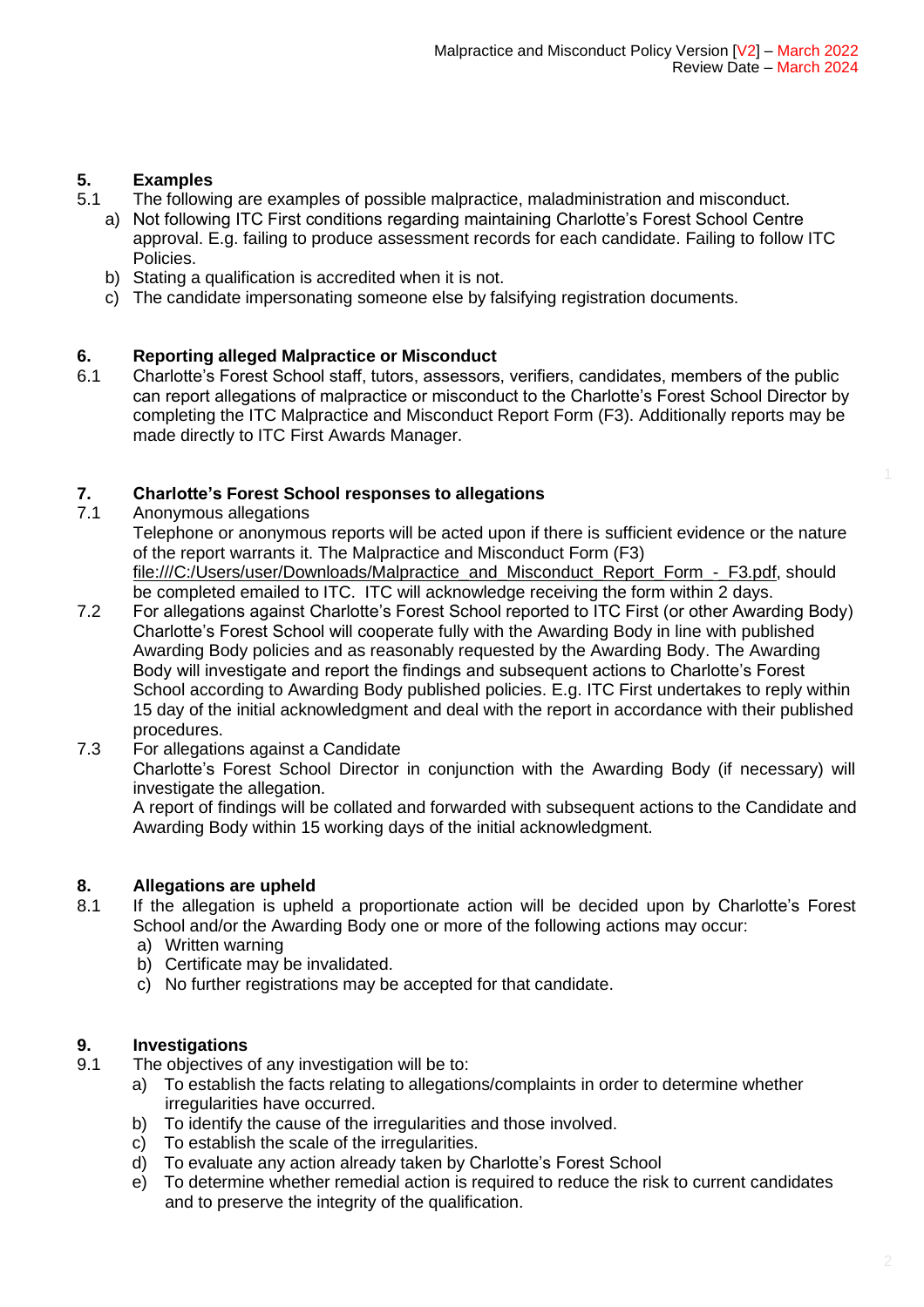## 5. Examples

5.1 The following are examples of possible malpractice, maladministration and misconduct.

a) Not following ITC First conditions regarding maintaining Charlotte's Forest School Centre approval. E.g. failing to produce assessment records for each candidate. Failing to follow ITC Policies.
b) Stating a qualification is accredited when it is not.
c) The candidate impersonating someone else by falsifying registration documents.

## 6. Reporting alleged Malpractice or Misconduct

6.1 Charlotte's Forest School staff, tutors, assessors, verifiers, candidates, members of the public can report allegations of malpractice or misconduct to the Charlotte's Forest School Director by completing the ITC Malpractice and Misconduct Report Form (F3). Additionally reports may be made directly to ITC First Awards Manager.

## 7. Charlotte's Forest School responses to allegations

7.1 Anonymous allegations

Telephone or anonymous reports will be acted upon if there is sufficient evidence or the nature of the report warrants it. The Malpractice and Misconduct Form (F3) file:///C:/Users/user/Downloads/Malpractice_and_Misconduct_Report_Form_-_F3.pdf, should be completed emailed to ITC. ITC will acknowledge receiving the form within 2 days.

7.2 For allegations against Charlotte's Forest School reported to ITC First (or other Awarding Body) Charlotte's Forest School will cooperate fully with the Awarding Body in line with published Awarding Body policies and as reasonably requested by the Awarding Body. The Awarding Body will investigate and report the findings and subsequent actions to Charlotte's Forest School according to Awarding Body published policies. E.g. ITC First undertakes to reply within 15 day of the initial acknowledgment and deal with the report in accordance with their published procedures.

7.3 For allegations against a Candidate

Charlotte's Forest School Director in conjunction with the Awarding Body (if necessary) will investigate the allegation.

A report of findings will be collated and forwarded with subsequent actions to the Candidate and Awarding Body within 15 working days of the initial acknowledgment.

## 8. Allegations are upheld

8.1 If the allegation is upheld a proportionate action will be decided upon by Charlotte's Forest School and/or the Awarding Body one or more of the following actions may occur:

a) Written warning
b) Certificate may be invalidated.
c) No further registrations may be accepted for that candidate.

## 9. Investigations

9.1 The objectives of any investigation will be to:

a) To establish the facts relating to allegations/complaints in order to determine whether irregularities have occurred.
b) To identify the cause of the irregularities and those involved.
c) To establish the scale of the irregularities.
d) To evaluate any action already taken by Charlotte's Forest School
e) To determine whether remedial action is required to reduce the risk to current candidates and to preserve the integrity of the qualification.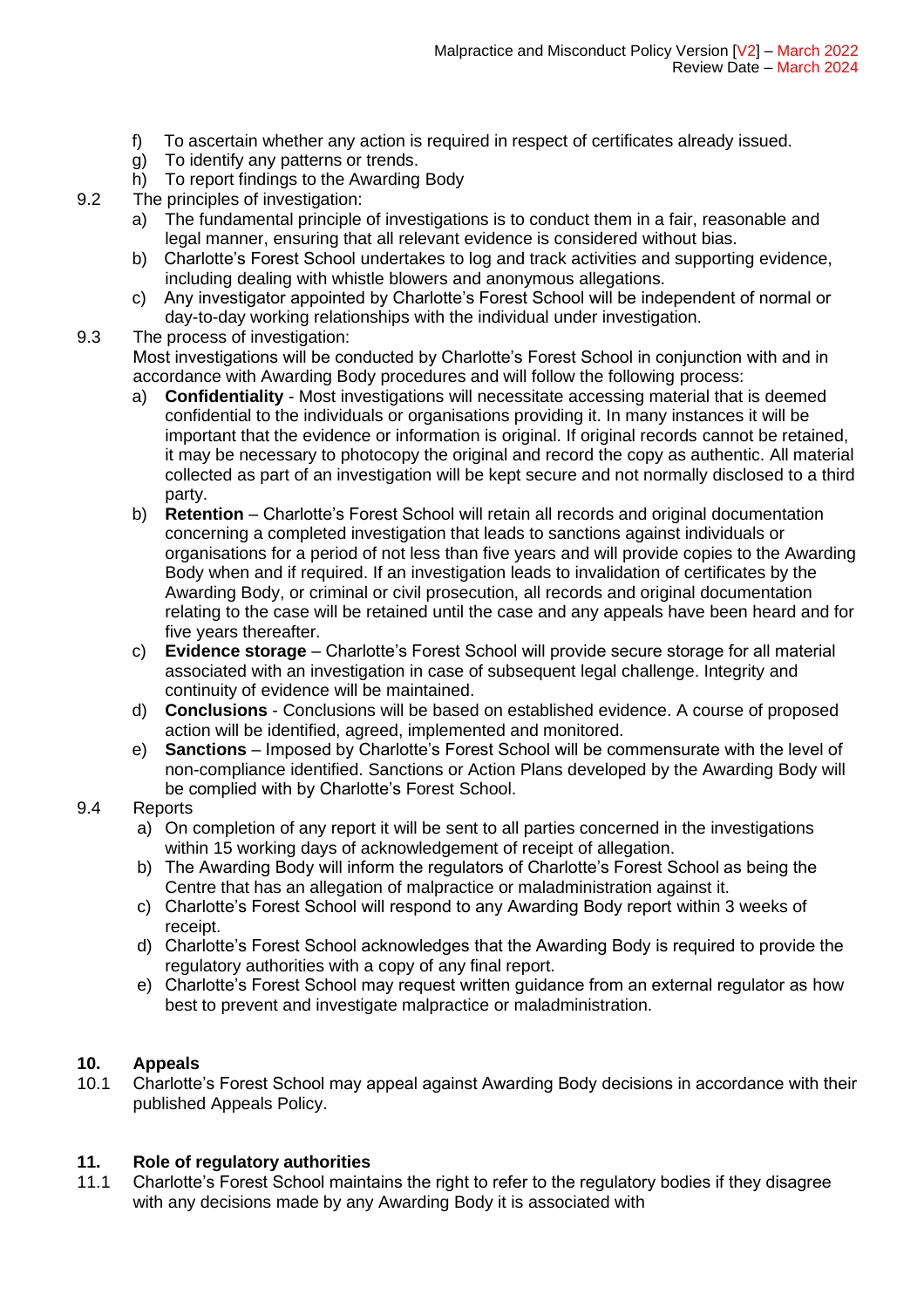f) To ascertain whether any action is required in respect of certificates already issued.
g) To identify any patterns or trends.
h) To report findings to the Awarding Body

9.2 The principles of investigation:

a) The fundamental principle of investigations is to conduct them in a fair, reasonable and legal manner, ensuring that all relevant evidence is considered without bias.
b) Charlotte's Forest School undertakes to log and track activities and supporting evidence, including dealing with whistle blowers and anonymous allegations.
c) Any investigator appointed by Charlotte's Forest School will be independent of normal or day-to-day working relationships with the individual under investigation.

9.3 The process of investigation:

Most investigations will be conducted by Charlotte's Forest School in conjunction with and in accordance with Awarding Body procedures and will follow the following process:

a) **Confidentiality** - Most investigations will necessitate accessing material that is deemed confidential to the individuals or organisations providing it. In many instances it will be important that the evidence or information is original. If original records cannot be retained, it may be necessary to photocopy the original and record the copy as authentic. All material collected as part of an investigation will be kept secure and not normally disclosed to a third party.
b) **Retention** – Charlotte's Forest School will retain all records and original documentation concerning a completed investigation that leads to sanctions against individuals or organisations for a period of not less than five years and will provide copies to the Awarding Body when and if required. If an investigation leads to invalidation of certificates by the Awarding Body, or criminal or civil prosecution, all records and original documentation relating to the case will be retained until the case and any appeals have been heard and for five years thereafter.
c) **Evidence storage** – Charlotte's Forest School will provide secure storage for all material associated with an investigation in case of subsequent legal challenge. Integrity and continuity of evidence will be maintained.
d) **Conclusions** - Conclusions will be based on established evidence. A course of proposed action will be identified, agreed, implemented and monitored.
e) **Sanctions** – Imposed by Charlotte's Forest School will be commensurate with the level of non-compliance identified. Sanctions or Action Plans developed by the Awarding Body will be complied with by Charlotte's Forest School.

9.4 Reports

a) On completion of any report it will be sent to all parties concerned in the investigations within 15 working days of acknowledgement of receipt of allegation.
b) The Awarding Body will inform the regulators of Charlotte's Forest School as being the Centre that has an allegation of malpractice or maladministration against it.
c) Charlotte's Forest School will respond to any Awarding Body report within 3 weeks of receipt.
d) Charlotte's Forest School acknowledges that the Awarding Body is required to provide the regulatory authorities with a copy of any final report.
e) Charlotte's Forest School may request written guidance from an external regulator as how best to prevent and investigate malpractice or maladministration.

## 10. Appeals

10.1 Charlotte's Forest School may appeal against Awarding Body decisions in accordance with their published Appeals Policy.

## 11. Role of regulatory authorities

11.1 Charlotte's Forest School maintains the right to refer to the regulatory bodies if they disagree with any decisions made by any Awarding Body it is associated with